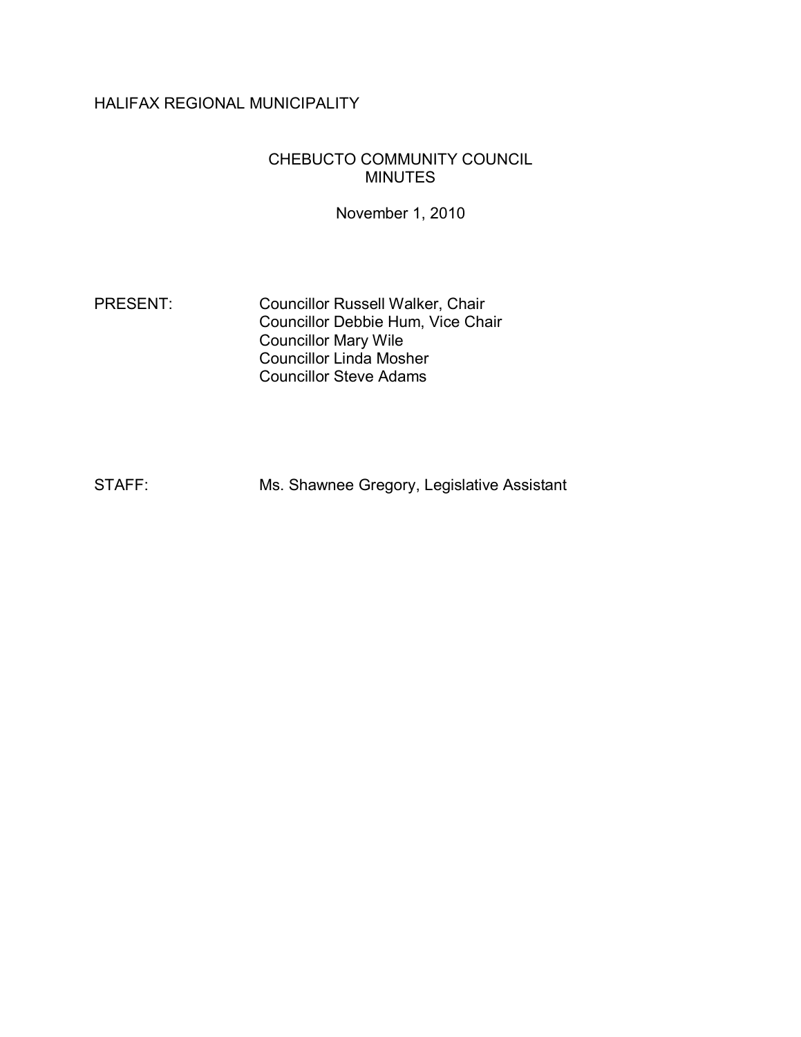HALIFAX REGIONAL MUNICIPALITY

CHEBUCTO COMMUNITY COUNCIL
MINUTES

November 1, 2010

PRESENT: Councillor Russell Walker, Chair
Councillor Debbie Hum, Vice Chair
Councillor Mary Wile
Councillor Linda Mosher
Councillor Steve Adams

STAFF: Ms. Shawnee Gregory, Legislative Assistant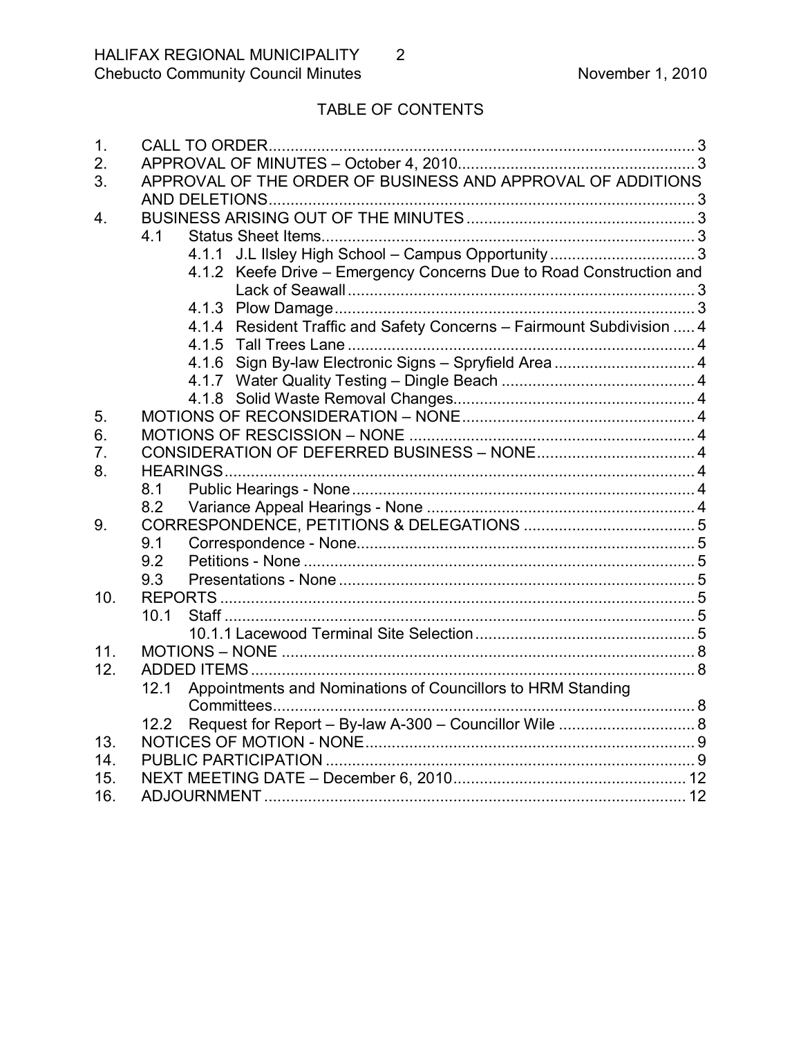## TABLE OF CONTENTS

1. CALL TO ORDER ........ 3
2. APPROVAL OF MINUTES – October 4, 2010 ........ 3
3. APPROVAL OF THE ORDER OF BUSINESS AND APPROVAL OF ADDITIONS AND DELETIONS ........ 3
4. BUSINESS ARISING OUT OF THE MINUTES ........ 3
   - 4.1 Status Sheet Items ........ 3
     - 4.1.1 J.L Ilsley High School – Campus Opportunity ........ 3
     - 4.1.2 Keefe Drive – Emergency Concerns Due to Road Construction and Lack of Seawall ........ 3
     - 4.1.3 Plow Damage ........ 3
     - 4.1.4 Resident Traffic and Safety Concerns – Fairmount Subdivision ........ 4
     - 4.1.5 Tall Trees Lane ........ 4
     - 4.1.6 Sign By-law Electronic Signs – Spryfield Area ........ 4
     - 4.1.7 Water Quality Testing – Dingle Beach ........ 4
     - 4.1.8 Solid Waste Removal Changes ........ 4
5. MOTIONS OF RECONSIDERATION – NONE ........ 4
6. MOTIONS OF RESCISSION – NONE ........ 4
7. CONSIDERATION OF DEFERRED BUSINESS – NONE ........ 4
8. HEARINGS ........ 4
   - 8.1 Public Hearings - None ........ 4
   - 8.2 Variance Appeal Hearings - None ........ 4
9. CORRESPONDENCE, PETITIONS & DELEGATIONS ........ 5
   - 9.1 Correspondence - None ........ 5
   - 9.2 Petitions - None ........ 5
   - 9.3 Presentations - None ........ 5
10. REPORTS ........ 5
    - 10.1 Staff ........ 5
      - 10.1.1 Lacewood Terminal Site Selection ........ 5
11. MOTIONS – NONE ........ 8
12. ADDED ITEMS ........ 8
    - 12.1 Appointments and Nominations of Councillors to HRM Standing Committees ........ 8
    - 12.2 Request for Report – By-law A-300 – Councillor Wile ........ 8
13. NOTICES OF MOTION - NONE ........ 9
14. PUBLIC PARTICIPATION ........ 9
15. NEXT MEETING DATE – December 6, 2010 ........ 12
16. ADJOURNMENT ........ 12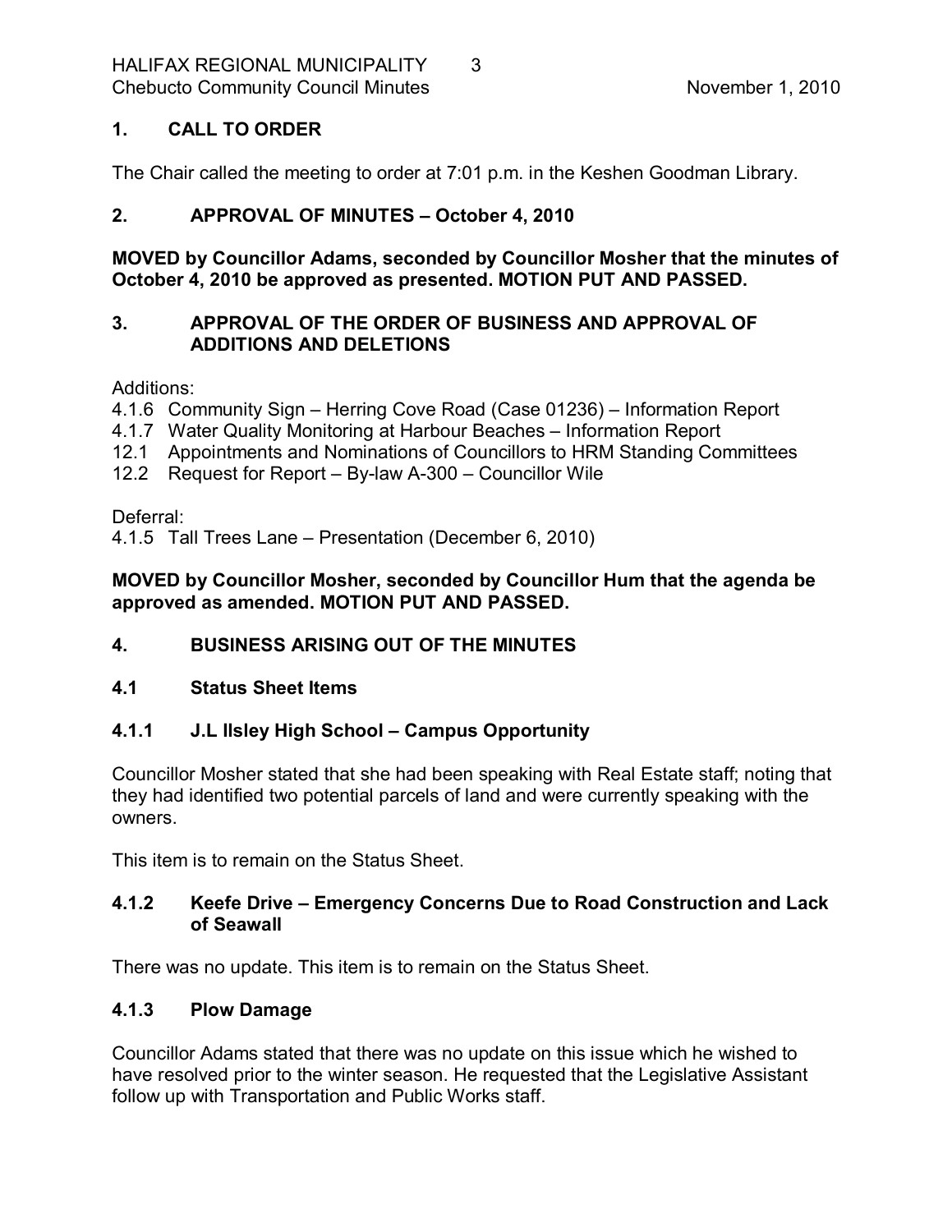## 1. CALL TO ORDER

The Chair called the meeting to order at 7:01 p.m. in the Keshen Goodman Library.

## 2. APPROVAL OF MINUTES – October 4, 2010

**MOVED by Councillor Adams, seconded by Councillor Mosher that the minutes of October 4, 2010 be approved as presented. MOTION PUT AND PASSED.**

## 3. APPROVAL OF THE ORDER OF BUSINESS AND APPROVAL OF ADDITIONS AND DELETIONS

Additions:

4.1.6 Community Sign – Herring Cove Road (Case 01236) – Information Report
4.1.7 Water Quality Monitoring at Harbour Beaches – Information Report
12.1 Appointments and Nominations of Councillors to HRM Standing Committees
12.2 Request for Report – By-law A-300 – Councillor Wile

Deferral:

4.1.5 Tall Trees Lane – Presentation (December 6, 2010)

**MOVED by Councillor Mosher, seconded by Councillor Hum that the agenda be approved as amended. MOTION PUT AND PASSED.**

## 4. BUSINESS ARISING OUT OF THE MINUTES

### 4.1 Status Sheet Items

### 4.1.1 J.L Ilsley High School – Campus Opportunity

Councillor Mosher stated that she had been speaking with Real Estate staff; noting that they had identified two potential parcels of land and were currently speaking with the owners.

This item is to remain on the Status Sheet.

### 4.1.2 Keefe Drive – Emergency Concerns Due to Road Construction and Lack of Seawall

There was no update. This item is to remain on the Status Sheet.

### 4.1.3 Plow Damage

Councillor Adams stated that there was no update on this issue which he wished to have resolved prior to the winter season. He requested that the Legislative Assistant follow up with Transportation and Public Works staff.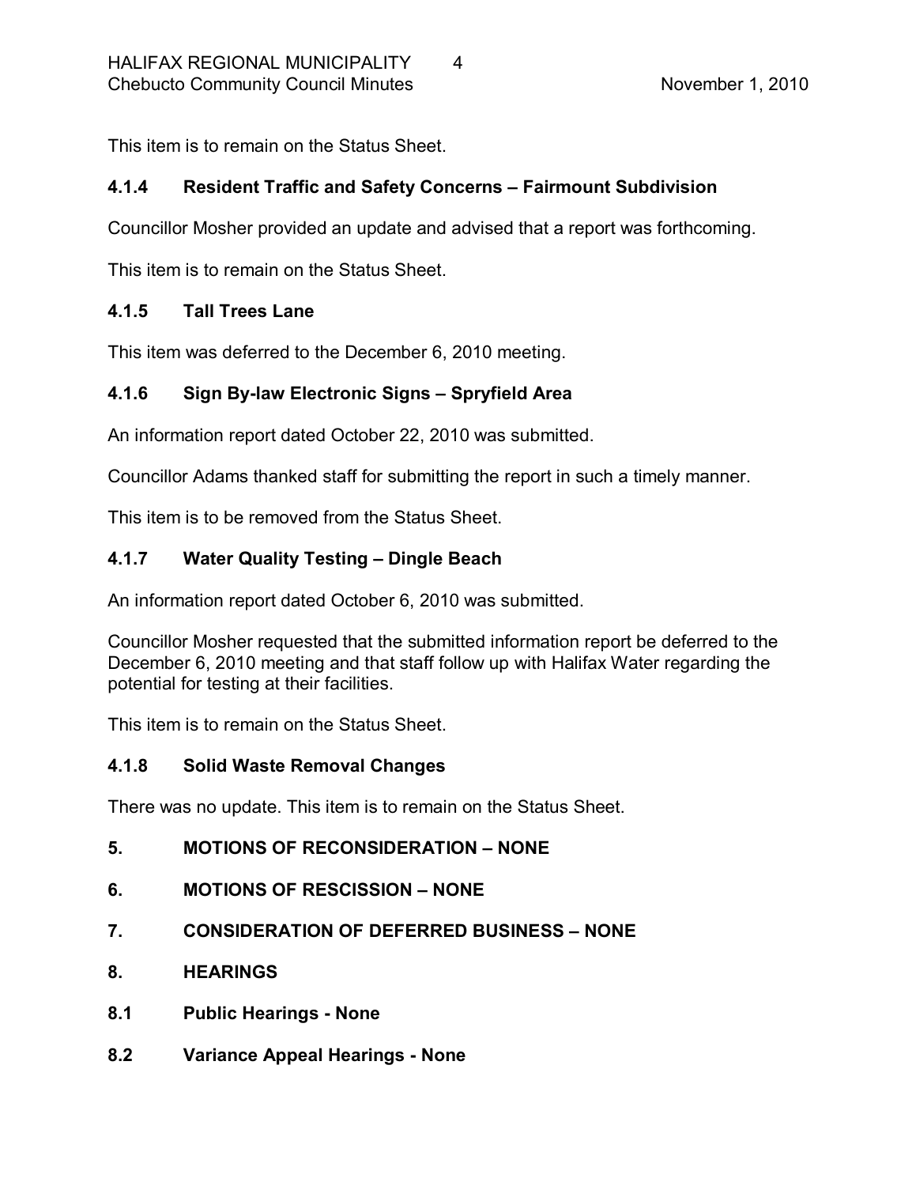This item is to remain on the Status Sheet.

### 4.1.4 Resident Traffic and Safety Concerns – Fairmount Subdivision

Councillor Mosher provided an update and advised that a report was forthcoming.

This item is to remain on the Status Sheet.

### 4.1.5 Tall Trees Lane

This item was deferred to the December 6, 2010 meeting.

### 4.1.6 Sign By-law Electronic Signs – Spryfield Area

An information report dated October 22, 2010 was submitted.

Councillor Adams thanked staff for submitting the report in such a timely manner.

This item is to be removed from the Status Sheet.

### 4.1.7 Water Quality Testing – Dingle Beach

An information report dated October 6, 2010 was submitted.

Councillor Mosher requested that the submitted information report be deferred to the December 6, 2010 meeting and that staff follow up with Halifax Water regarding the potential for testing at their facilities.

This item is to remain on the Status Sheet.

### 4.1.8 Solid Waste Removal Changes

There was no update. This item is to remain on the Status Sheet.

## 5. MOTIONS OF RECONSIDERATION – NONE

## 6. MOTIONS OF RESCISSION – NONE

## 7. CONSIDERATION OF DEFERRED BUSINESS – NONE

## 8. HEARINGS

### 8.1 Public Hearings - None

### 8.2 Variance Appeal Hearings - None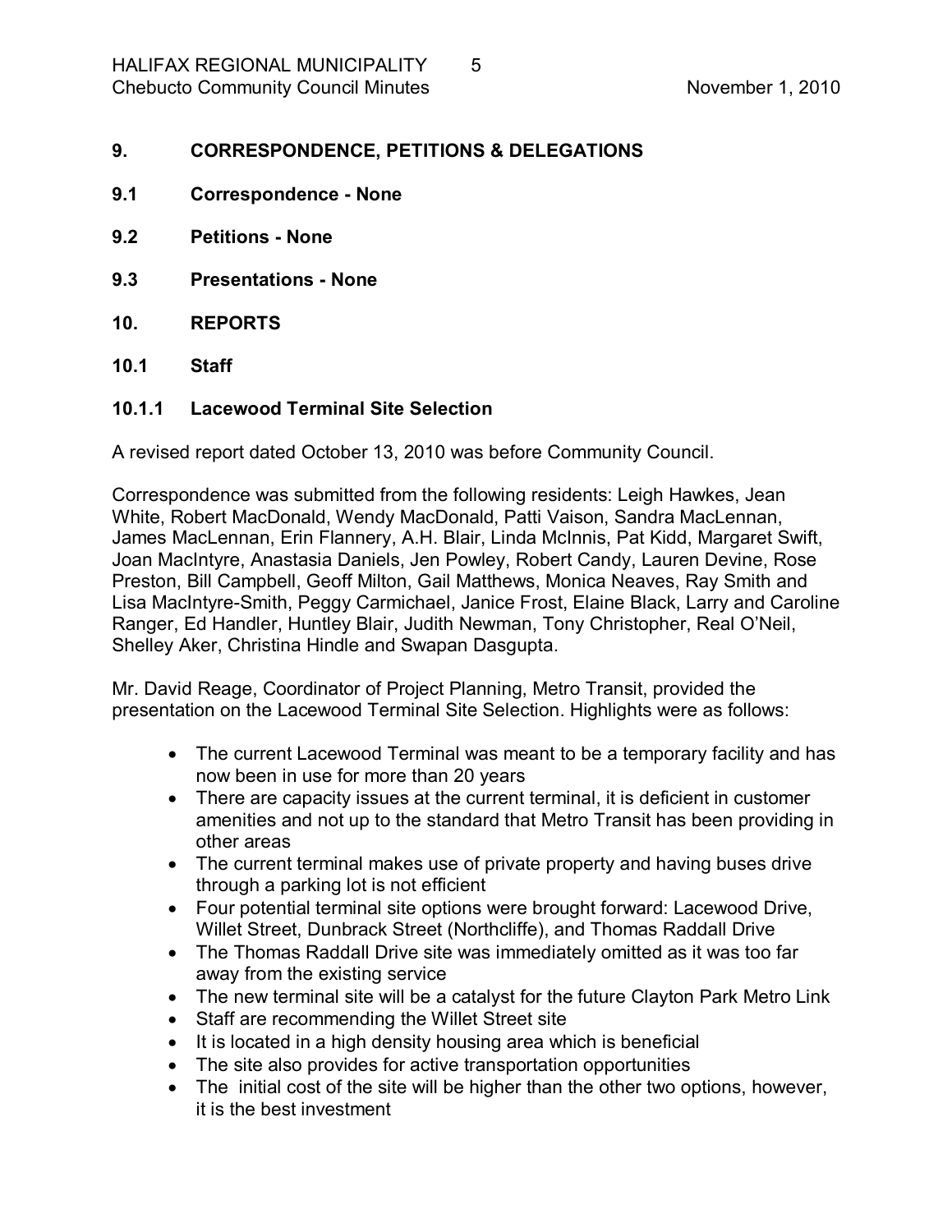## 9. CORRESPONDENCE, PETITIONS & DELEGATIONS

### 9.1 Correspondence - None

### 9.2 Petitions - None

### 9.3 Presentations - None

## 10. REPORTS

### 10.1 Staff

### 10.1.1 Lacewood Terminal Site Selection

A revised report dated October 13, 2010 was before Community Council.

Correspondence was submitted from the following residents: Leigh Hawkes, Jean White, Robert MacDonald, Wendy MacDonald, Patti Vaison, Sandra MacLennan, James MacLennan, Erin Flannery, A.H. Blair, Linda McInnis, Pat Kidd, Margaret Swift, Joan MacIntyre, Anastasia Daniels, Jen Powley, Robert Candy, Lauren Devine, Rose Preston, Bill Campbell, Geoff Milton, Gail Matthews, Monica Neaves, Ray Smith and Lisa MacIntyre-Smith, Peggy Carmichael, Janice Frost, Elaine Black, Larry and Caroline Ranger, Ed Handler, Huntley Blair, Judith Newman, Tony Christopher, Real O'Neil, Shelley Aker, Christina Hindle and Swapan Dasgupta.

Mr. David Reage, Coordinator of Project Planning, Metro Transit, provided the presentation on the Lacewood Terminal Site Selection. Highlights were as follows:

- The current Lacewood Terminal was meant to be a temporary facility and has now been in use for more than 20 years
- There are capacity issues at the current terminal, it is deficient in customer amenities and not up to the standard that Metro Transit has been providing in other areas
- The current terminal makes use of private property and having buses drive through a parking lot is not efficient
- Four potential terminal site options were brought forward: Lacewood Drive, Willet Street, Dunbrack Street (Northcliffe), and Thomas Raddall Drive
- The Thomas Raddall Drive site was immediately omitted as it was too far away from the existing service
- The new terminal site will be a catalyst for the future Clayton Park Metro Link
- Staff are recommending the Willet Street site
- It is located in a high density housing area which is beneficial
- The site also provides for active transportation opportunities
- The initial cost of the site will be higher than the other two options, however, it is the best investment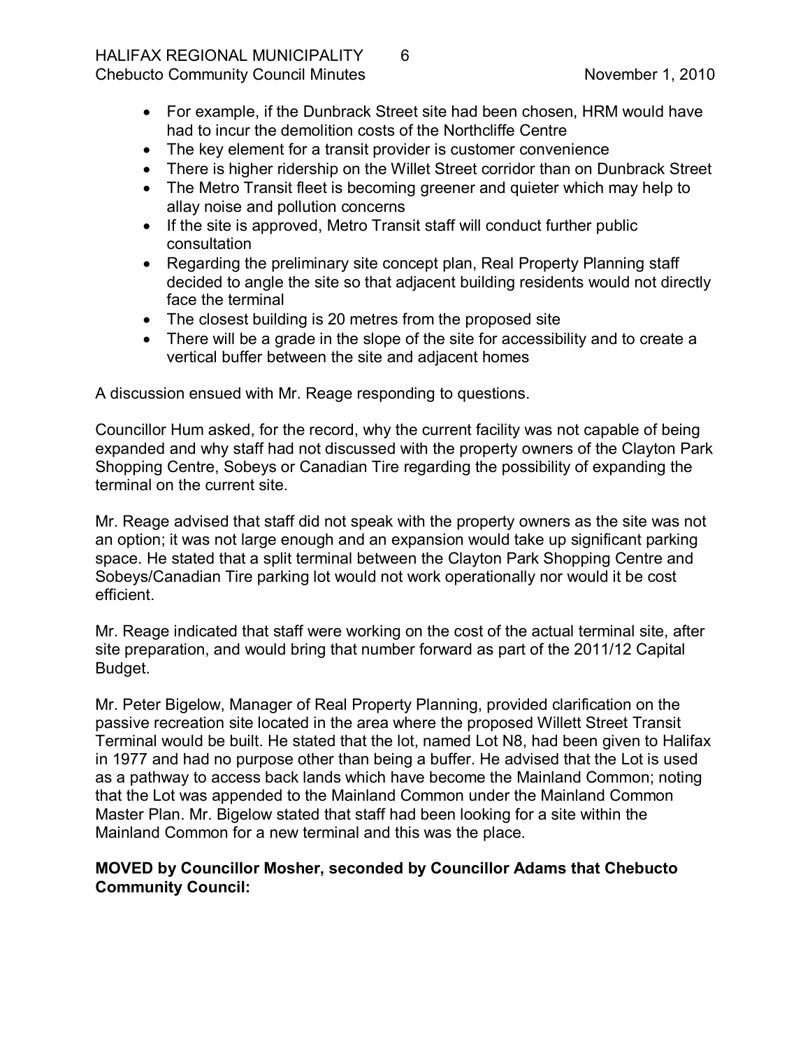- For example, if the Dunbrack Street site had been chosen, HRM would have had to incur the demolition costs of the Northcliffe Centre
- The key element for a transit provider is customer convenience
- There is higher ridership on the Willet Street corridor than on Dunbrack Street
- The Metro Transit fleet is becoming greener and quieter which may help to allay noise and pollution concerns
- If the site is approved, Metro Transit staff will conduct further public consultation
- Regarding the preliminary site concept plan, Real Property Planning staff decided to angle the site so that adjacent building residents would not directly face the terminal
- The closest building is 20 metres from the proposed site
- There will be a grade in the slope of the site for accessibility and to create a vertical buffer between the site and adjacent homes

A discussion ensued with Mr. Reage responding to questions.

Councillor Hum asked, for the record, why the current facility was not capable of being expanded and why staff had not discussed with the property owners of the Clayton Park Shopping Centre, Sobeys or Canadian Tire regarding the possibility of expanding the terminal on the current site.

Mr. Reage advised that staff did not speak with the property owners as the site was not an option; it was not large enough and an expansion would take up significant parking space. He stated that a split terminal between the Clayton Park Shopping Centre and Sobeys/Canadian Tire parking lot would not work operationally nor would it be cost efficient.

Mr. Reage indicated that staff were working on the cost of the actual terminal site, after site preparation, and would bring that number forward as part of the 2011/12 Capital Budget.

Mr. Peter Bigelow, Manager of Real Property Planning, provided clarification on the passive recreation site located in the area where the proposed Willett Street Transit Terminal would be built. He stated that the lot, named Lot N8, had been given to Halifax in 1977 and had no purpose other than being a buffer. He advised that the Lot is used as a pathway to access back lands which have become the Mainland Common; noting that the Lot was appended to the Mainland Common under the Mainland Common Master Plan. Mr. Bigelow stated that staff had been looking for a site within the Mainland Common for a new terminal and this was the place.

**MOVED by Councillor Mosher, seconded by Councillor Adams that Chebucto Community Council:**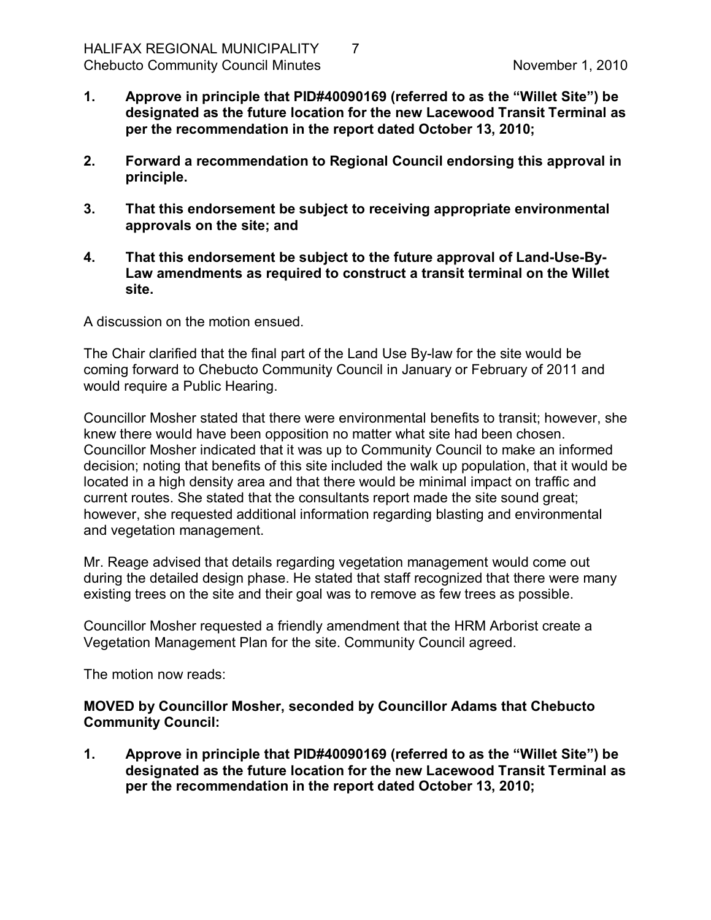**1. Approve in principle that PID#40090169 (referred to as the "Willet Site") be designated as the future location for the new Lacewood Transit Terminal as per the recommendation in the report dated October 13, 2010;**

**2. Forward a recommendation to Regional Council endorsing this approval in principle.**

**3. That this endorsement be subject to receiving appropriate environmental approvals on the site; and**

**4. That this endorsement be subject to the future approval of Land-Use-By-Law amendments as required to construct a transit terminal on the Willet site.**

A discussion on the motion ensued.

The Chair clarified that the final part of the Land Use By-law for the site would be coming forward to Chebucto Community Council in January or February of 2011 and would require a Public Hearing.

Councillor Mosher stated that there were environmental benefits to transit; however, she knew there would have been opposition no matter what site had been chosen. Councillor Mosher indicated that it was up to Community Council to make an informed decision; noting that benefits of this site included the walk up population, that it would be located in a high density area and that there would be minimal impact on traffic and current routes. She stated that the consultants report made the site sound great; however, she requested additional information regarding blasting and environmental and vegetation management.

Mr. Reage advised that details regarding vegetation management would come out during the detailed design phase. He stated that staff recognized that there were many existing trees on the site and their goal was to remove as few trees as possible.

Councillor Mosher requested a friendly amendment that the HRM Arborist create a Vegetation Management Plan for the site. Community Council agreed.

The motion now reads:

**MOVED by Councillor Mosher, seconded by Councillor Adams that Chebucto Community Council:**

**1. Approve in principle that PID#40090169 (referred to as the "Willet Site") be designated as the future location for the new Lacewood Transit Terminal as per the recommendation in the report dated October 13, 2010;**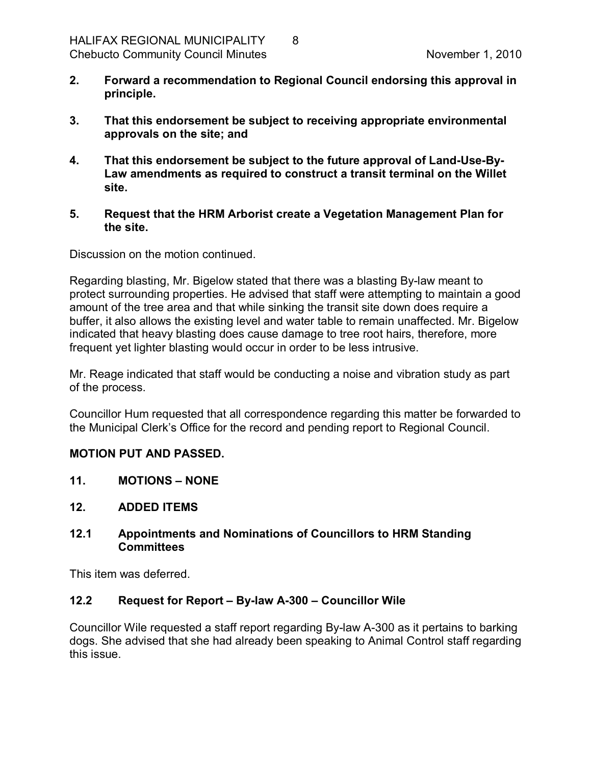**2. Forward a recommendation to Regional Council endorsing this approval in principle.**

**3. That this endorsement be subject to receiving appropriate environmental approvals on the site; and**

**4. That this endorsement be subject to the future approval of Land-Use-By-Law amendments as required to construct a transit terminal on the Willet site.**

**5. Request that the HRM Arborist create a Vegetation Management Plan for the site.**

Discussion on the motion continued.

Regarding blasting, Mr. Bigelow stated that there was a blasting By-law meant to protect surrounding properties. He advised that staff were attempting to maintain a good amount of the tree area and that while sinking the transit site down does require a buffer, it also allows the existing level and water table to remain unaffected. Mr. Bigelow indicated that heavy blasting does cause damage to tree root hairs, therefore, more frequent yet lighter blasting would occur in order to be less intrusive.

Mr. Reage indicated that staff would be conducting a noise and vibration study as part of the process.

Councillor Hum requested that all correspondence regarding this matter be forwarded to the Municipal Clerk's Office for the record and pending report to Regional Council.

**MOTION PUT AND PASSED.**

## 11. MOTIONS – NONE

## 12. ADDED ITEMS

### 12.1 Appointments and Nominations of Councillors to HRM Standing Committees

This item was deferred.

### 12.2 Request for Report – By-law A-300 – Councillor Wile

Councillor Wile requested a staff report regarding By-law A-300 as it pertains to barking dogs. She advised that she had already been speaking to Animal Control staff regarding this issue.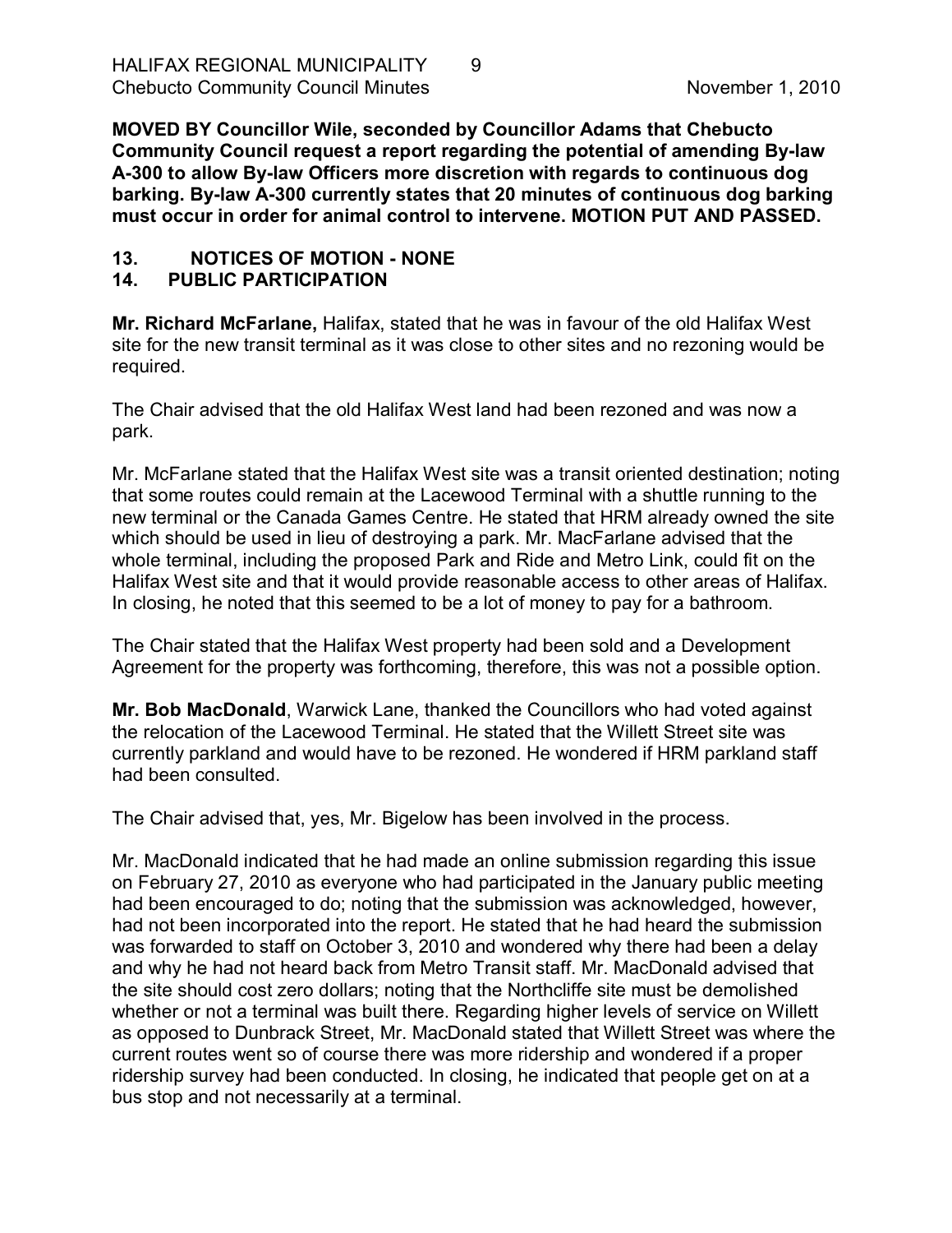**MOVED BY Councillor Wile, seconded by Councillor Adams that Chebucto Community Council request a report regarding the potential of amending By-law A-300 to allow By-law Officers more discretion with regards to continuous dog barking. By-law A-300 currently states that 20 minutes of continuous dog barking must occur in order for animal control to intervene. MOTION PUT AND PASSED.**

## 13. NOTICES OF MOTION - NONE

## 14. PUBLIC PARTICIPATION

**Mr. Richard McFarlane,** Halifax, stated that he was in favour of the old Halifax West site for the new transit terminal as it was close to other sites and no rezoning would be required.

The Chair advised that the old Halifax West land had been rezoned and was now a park.

Mr. McFarlane stated that the Halifax West site was a transit oriented destination; noting that some routes could remain at the Lacewood Terminal with a shuttle running to the new terminal or the Canada Games Centre. He stated that HRM already owned the site which should be used in lieu of destroying a park. Mr. MacFarlane advised that the whole terminal, including the proposed Park and Ride and Metro Link, could fit on the Halifax West site and that it would provide reasonable access to other areas of Halifax. In closing, he noted that this seemed to be a lot of money to pay for a bathroom.

The Chair stated that the Halifax West property had been sold and a Development Agreement for the property was forthcoming, therefore, this was not a possible option.

**Mr. Bob MacDonald**, Warwick Lane, thanked the Councillors who had voted against the relocation of the Lacewood Terminal. He stated that the Willett Street site was currently parkland and would have to be rezoned. He wondered if HRM parkland staff had been consulted.

The Chair advised that, yes, Mr. Bigelow has been involved in the process.

Mr. MacDonald indicated that he had made an online submission regarding this issue on February 27, 2010 as everyone who had participated in the January public meeting had been encouraged to do; noting that the submission was acknowledged, however, had not been incorporated into the report. He stated that he had heard the submission was forwarded to staff on October 3, 2010 and wondered why there had been a delay and why he had not heard back from Metro Transit staff. Mr. MacDonald advised that the site should cost zero dollars; noting that the Northcliffe site must be demolished whether or not a terminal was built there. Regarding higher levels of service on Willett as opposed to Dunbrack Street, Mr. MacDonald stated that Willett Street was where the current routes went so of course there was more ridership and wondered if a proper ridership survey had been conducted. In closing, he indicated that people get on at a bus stop and not necessarily at a terminal.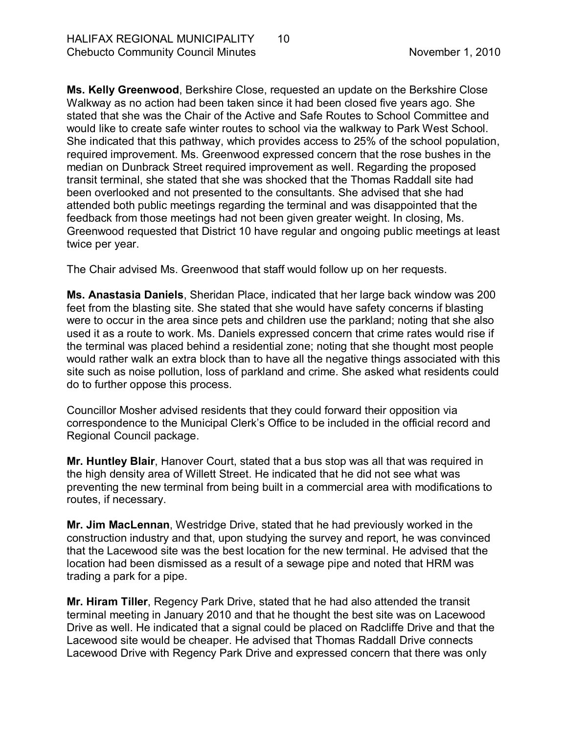**Ms. Kelly Greenwood**, Berkshire Close, requested an update on the Berkshire Close Walkway as no action had been taken since it had been closed five years ago. She stated that she was the Chair of the Active and Safe Routes to School Committee and would like to create safe winter routes to school via the walkway to Park West School. She indicated that this pathway, which provides access to 25% of the school population, required improvement. Ms. Greenwood expressed concern that the rose bushes in the median on Dunbrack Street required improvement as well. Regarding the proposed transit terminal, she stated that she was shocked that the Thomas Raddall site had been overlooked and not presented to the consultants. She advised that she had attended both public meetings regarding the terminal and was disappointed that the feedback from those meetings had not been given greater weight. In closing, Ms. Greenwood requested that District 10 have regular and ongoing public meetings at least twice per year.

The Chair advised Ms. Greenwood that staff would follow up on her requests.

**Ms. Anastasia Daniels**, Sheridan Place, indicated that her large back window was 200 feet from the blasting site. She stated that she would have safety concerns if blasting were to occur in the area since pets and children use the parkland; noting that she also used it as a route to work. Ms. Daniels expressed concern that crime rates would rise if the terminal was placed behind a residential zone; noting that she thought most people would rather walk an extra block than to have all the negative things associated with this site such as noise pollution, loss of parkland and crime. She asked what residents could do to further oppose this process.

Councillor Mosher advised residents that they could forward their opposition via correspondence to the Municipal Clerk's Office to be included in the official record and Regional Council package.

**Mr. Huntley Blair**, Hanover Court, stated that a bus stop was all that was required in the high density area of Willett Street. He indicated that he did not see what was preventing the new terminal from being built in a commercial area with modifications to routes, if necessary.

**Mr. Jim MacLennan**, Westridge Drive, stated that he had previously worked in the construction industry and that, upon studying the survey and report, he was convinced that the Lacewood site was the best location for the new terminal. He advised that the location had been dismissed as a result of a sewage pipe and noted that HRM was trading a park for a pipe.

**Mr. Hiram Tiller**, Regency Park Drive, stated that he had also attended the transit terminal meeting in January 2010 and that he thought the best site was on Lacewood Drive as well. He indicated that a signal could be placed on Radcliffe Drive and that the Lacewood site would be cheaper. He advised that Thomas Raddall Drive connects Lacewood Drive with Regency Park Drive and expressed concern that there was only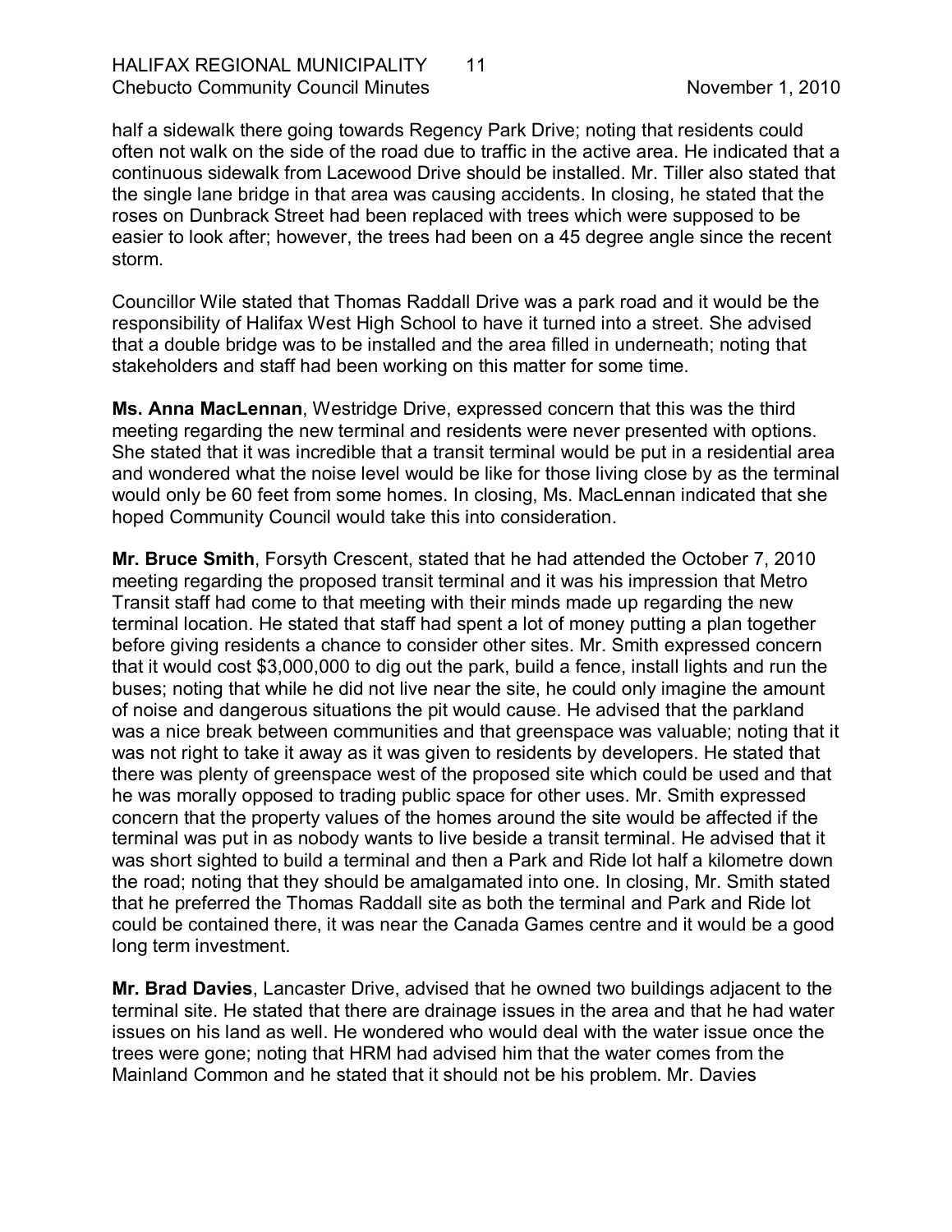half a sidewalk there going towards Regency Park Drive; noting that residents could often not walk on the side of the road due to traffic in the active area. He indicated that a continuous sidewalk from Lacewood Drive should be installed. Mr. Tiller also stated that the single lane bridge in that area was causing accidents. In closing, he stated that the roses on Dunbrack Street had been replaced with trees which were supposed to be easier to look after; however, the trees had been on a 45 degree angle since the recent storm.

Councillor Wile stated that Thomas Raddall Drive was a park road and it would be the responsibility of Halifax West High School to have it turned into a street. She advised that a double bridge was to be installed and the area filled in underneath; noting that stakeholders and staff had been working on this matter for some time.

**Ms. Anna MacLennan**, Westridge Drive, expressed concern that this was the third meeting regarding the new terminal and residents were never presented with options. She stated that it was incredible that a transit terminal would be put in a residential area and wondered what the noise level would be like for those living close by as the terminal would only be 60 feet from some homes. In closing, Ms. MacLennan indicated that she hoped Community Council would take this into consideration.

**Mr. Bruce Smith**, Forsyth Crescent, stated that he had attended the October 7, 2010 meeting regarding the proposed transit terminal and it was his impression that Metro Transit staff had come to that meeting with their minds made up regarding the new terminal location. He stated that staff had spent a lot of money putting a plan together before giving residents a chance to consider other sites. Mr. Smith expressed concern that it would cost $3,000,000 to dig out the park, build a fence, install lights and run the buses; noting that while he did not live near the site, he could only imagine the amount of noise and dangerous situations the pit would cause. He advised that the parkland was a nice break between communities and that greenspace was valuable; noting that it was not right to take it away as it was given to residents by developers. He stated that there was plenty of greenspace west of the proposed site which could be used and that he was morally opposed to trading public space for other uses. Mr. Smith expressed concern that the property values of the homes around the site would be affected if the terminal was put in as nobody wants to live beside a transit terminal. He advised that it was short sighted to build a terminal and then a Park and Ride lot half a kilometre down the road; noting that they should be amalgamated into one. In closing, Mr. Smith stated that he preferred the Thomas Raddall site as both the terminal and Park and Ride lot could be contained there, it was near the Canada Games centre and it would be a good long term investment.

**Mr. Brad Davies**, Lancaster Drive, advised that he owned two buildings adjacent to the terminal site. He stated that there are drainage issues in the area and that he had water issues on his land as well. He wondered who would deal with the water issue once the trees were gone; noting that HRM had advised him that the water comes from the Mainland Common and he stated that it should not be his problem. Mr. Davies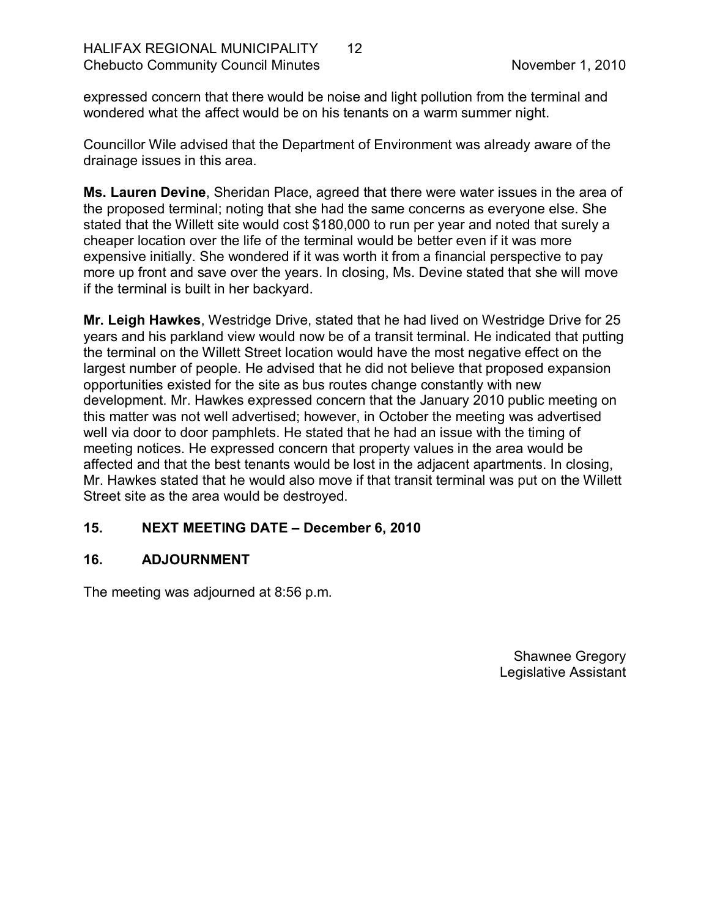expressed concern that there would be noise and light pollution from the terminal and wondered what the affect would be on his tenants on a warm summer night.

Councillor Wile advised that the Department of Environment was already aware of the drainage issues in this area.

**Ms. Lauren Devine**, Sheridan Place, agreed that there were water issues in the area of the proposed terminal; noting that she had the same concerns as everyone else. She stated that the Willett site would cost $180,000 to run per year and noted that surely a cheaper location over the life of the terminal would be better even if it was more expensive initially. She wondered if it was worth it from a financial perspective to pay more up front and save over the years. In closing, Ms. Devine stated that she will move if the terminal is built in her backyard.

**Mr. Leigh Hawkes**, Westridge Drive, stated that he had lived on Westridge Drive for 25 years and his parkland view would now be of a transit terminal. He indicated that putting the terminal on the Willett Street location would have the most negative effect on the largest number of people. He advised that he did not believe that proposed expansion opportunities existed for the site as bus routes change constantly with new development. Mr. Hawkes expressed concern that the January 2010 public meeting on this matter was not well advertised; however, in October the meeting was advertised well via door to door pamphlets. He stated that he had an issue with the timing of meeting notices. He expressed concern that property values in the area would be affected and that the best tenants would be lost in the adjacent apartments. In closing, Mr. Hawkes stated that he would also move if that transit terminal was put on the Willett Street site as the area would be destroyed.

## 15. NEXT MEETING DATE – December 6, 2010

## 16. ADJOURNMENT

The meeting was adjourned at 8:56 p.m.

Shawnee Gregory
Legislative Assistant